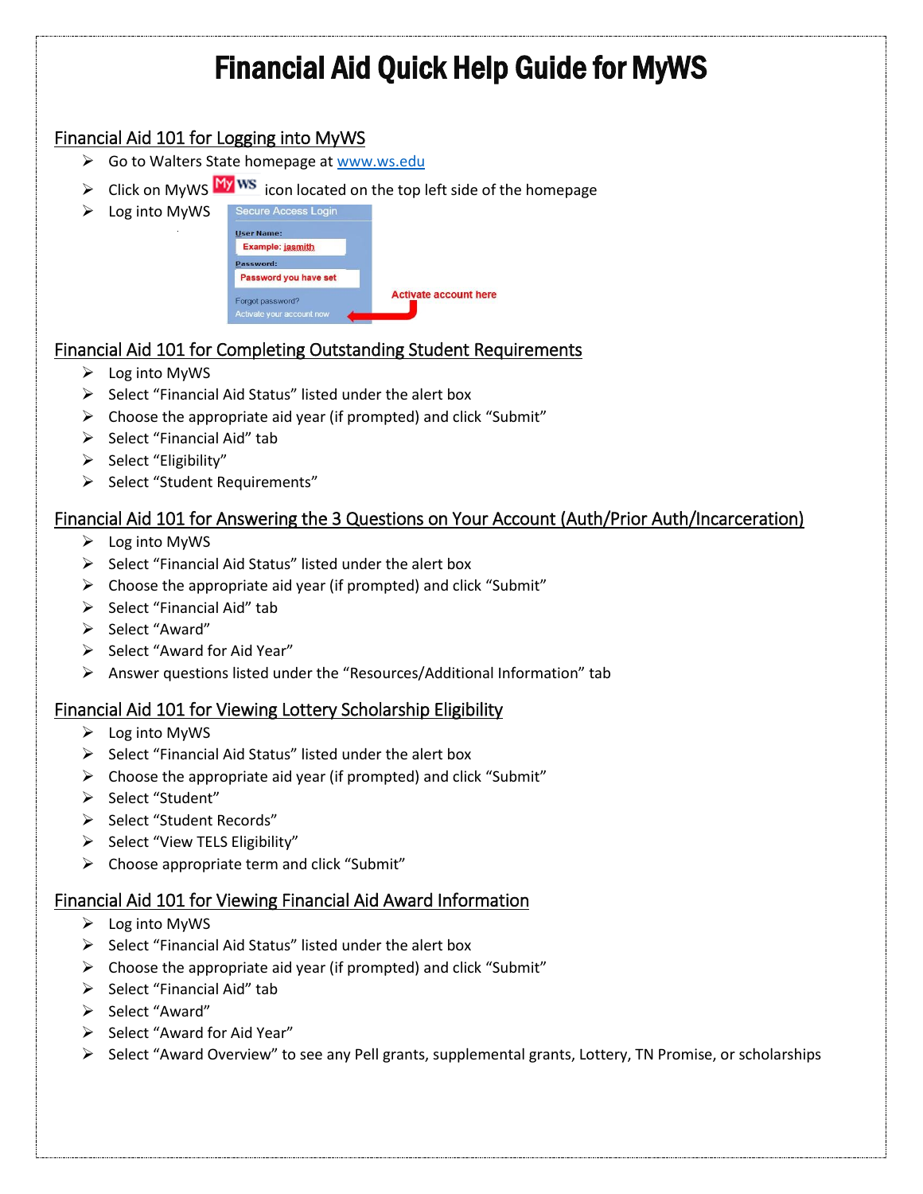# Financial Aid Quick Help Guide for MyWS

## Financial Aid 101 for Logging into MyWS

- Go to Walters State homepage at [www.ws.edu](http://www.ws.edu)
- Click on MyWS icon located on the top left side of the homepage
- Log into MyWS

Secure Access Login
User Name: Example: jasmith
Password: Password you have set
Forgot password?
Activate your account now
Activate account here

## Financial Aid 101 for Completing Outstanding Student Requirements

- Log into MyWS
- Select "Financial Aid Status" listed under the alert box
- Choose the appropriate aid year (if prompted) and click "Submit"
- Select "Financial Aid" tab
- Select "Eligibility"
- Select "Student Requirements"

## Financial Aid 101 for Answering the 3 Questions on Your Account (Auth/Prior Auth/Incarceration)

- Log into MyWS
- Select "Financial Aid Status" listed under the alert box
- Choose the appropriate aid year (if prompted) and click "Submit"
- Select "Financial Aid" tab
- Select "Award"
- Select "Award for Aid Year"
- Answer questions listed under the "Resources/Additional Information" tab

## Financial Aid 101 for Viewing Lottery Scholarship Eligibility

- Log into MyWS
- Select "Financial Aid Status" listed under the alert box
- Choose the appropriate aid year (if prompted) and click "Submit"
- Select "Student"
- Select "Student Records"
- Select "View TELS Eligibility"
- Choose appropriate term and click "Submit"

## Financial Aid 101 for Viewing Financial Aid Award Information

- Log into MyWS
- Select "Financial Aid Status" listed under the alert box
- Choose the appropriate aid year (if prompted) and click "Submit"
- Select "Financial Aid" tab
- Select "Award"
- Select "Award for Aid Year"
- Select "Award Overview" to see any Pell grants, supplemental grants, Lottery, TN Promise, or scholarships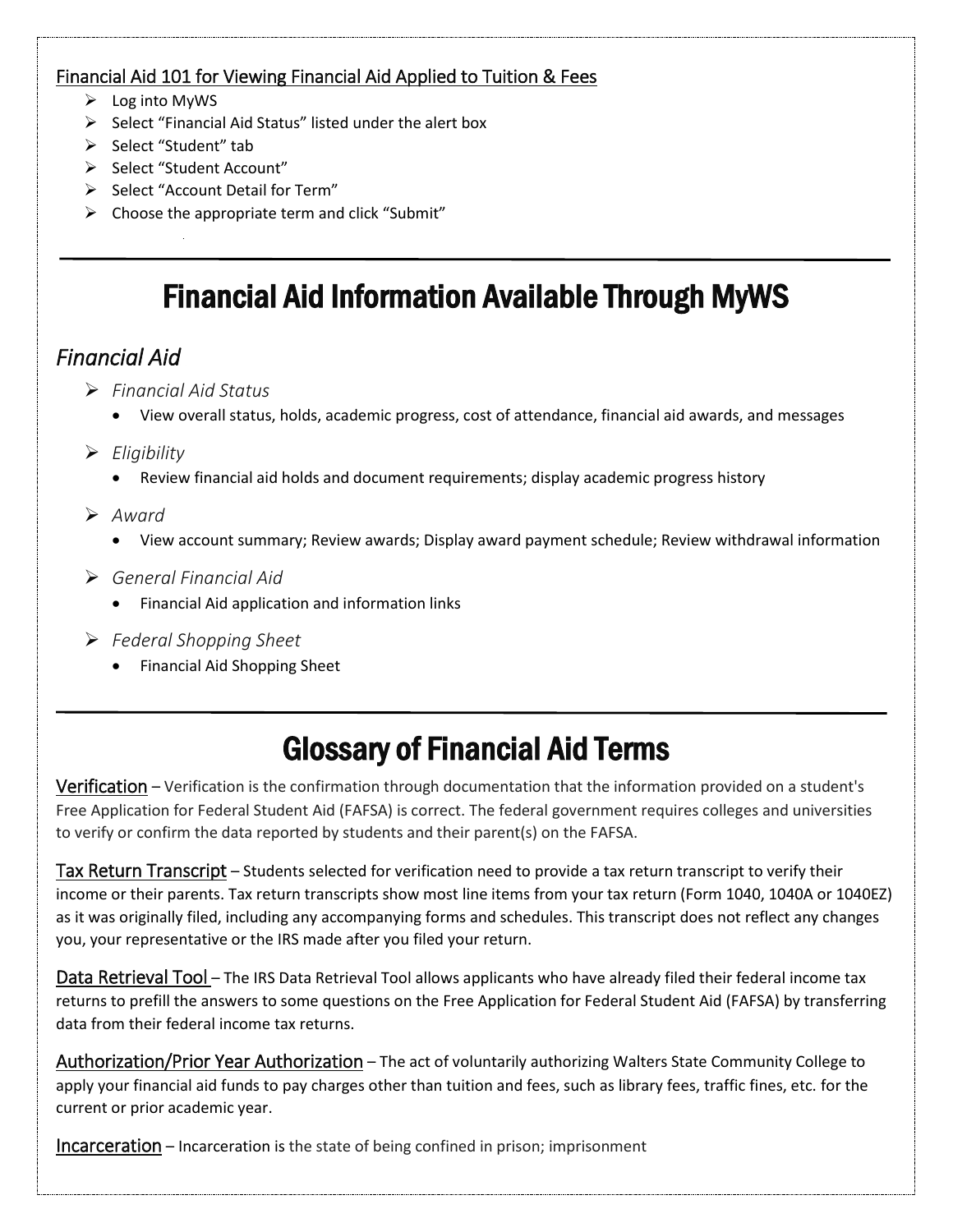Financial Aid 101 for Viewing Financial Aid Applied to Tuition & Fees

- Log into MyWS
- Select "Financial Aid Status" listed under the alert box
- Select "Student" tab
- Select "Student Account"
- Select "Account Detail for Term"
- Choose the appropriate term and click "Submit"

---

# Financial Aid Information Available Through MyWS

## *Financial Aid*

- *Financial Aid Status*
  - View overall status, holds, academic progress, cost of attendance, financial aid awards, and messages
- *Eligibility*
  - Review financial aid holds and document requirements; display academic progress history
- *Award*
  - View account summary; Review awards; Display award payment schedule; Review withdrawal information
- *General Financial Aid*
  - Financial Aid application and information links
- *Federal Shopping Sheet*
  - Financial Aid Shopping Sheet

---

# Glossary of Financial Aid Terms

Verification – Verification is the confirmation through documentation that the information provided on a student's Free Application for Federal Student Aid (FAFSA) is correct. The federal government requires colleges and universities to verify or confirm the data reported by students and their parent(s) on the FAFSA.

Tax Return Transcript – Students selected for verification need to provide a tax return transcript to verify their income or their parents. Tax return transcripts show most line items from your tax return (Form 1040, 1040A or 1040EZ) as it was originally filed, including any accompanying forms and schedules. This transcript does not reflect any changes you, your representative or the IRS made after you filed your return.

Data Retrieval Tool – The IRS Data Retrieval Tool allows applicants who have already filed their federal income tax returns to prefill the answers to some questions on the Free Application for Federal Student Aid (FAFSA) by transferring data from their federal income tax returns.

Authorization/Prior Year Authorization – The act of voluntarily authorizing Walters State Community College to apply your financial aid funds to pay charges other than tuition and fees, such as library fees, traffic fines, etc. for the current or prior academic year.

Incarceration – Incarceration is the state of being confined in prison; imprisonment